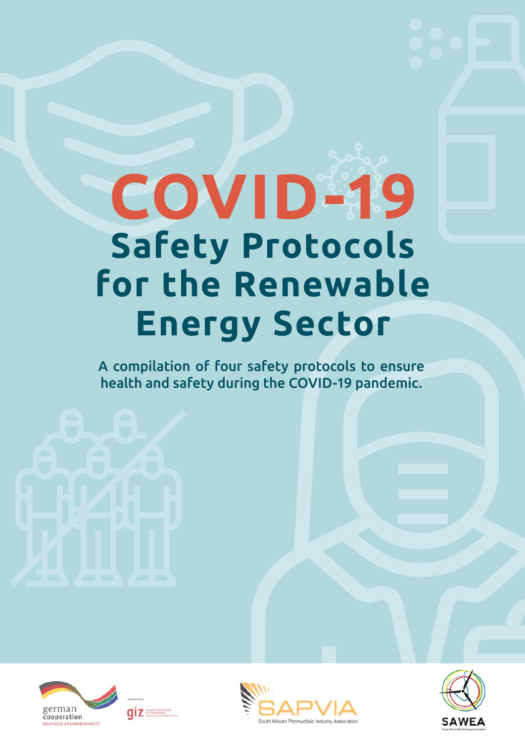# COVID-19 Safety Protocols for the Renewable Energy Sector

A compilation of four safety protocols to ensure health and safety during the COVID-19 pandemic.

german cooperation
DEUTSCHE ZUSAMMENARBEIT

Implemented by giz Deutsche Gesellschaft für Internationale Zusammenarbeit (GIZ) GmbH

SAPVIA
South African Photovoltaic Industry Association

SAWEA
South African Wind Energy Association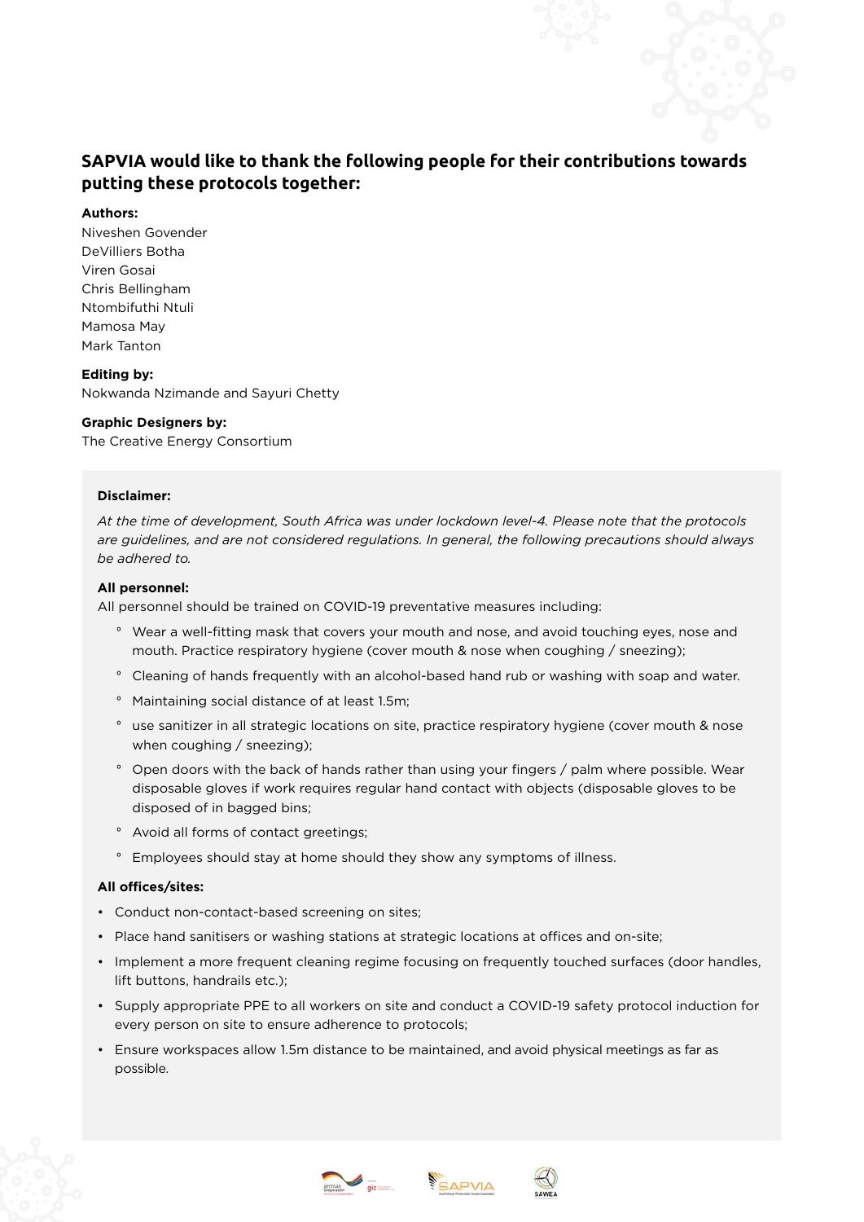## SAPVIA would like to thank the following people for their contributions towards putting these protocols together:

**Authors:**
Niveshen Govender
DeVilliers Botha
Viren Gosai
Chris Bellingham
Ntombifuthi Ntuli
Mamosa May
Mark Tanton

**Editing by:**
Nokwanda Nzimande and Sayuri Chetty

**Graphic Designers by:**
The Creative Energy Consortium

**Disclaimer:**

*At the time of development, South Africa was under lockdown level-4. Please note that the protocols are guidelines, and are not considered regulations. In general, the following precautions should always be adhered to.*

**All personnel:**

All personnel should be trained on COVID-19 preventative measures including:

- Wear a well-fitting mask that covers your mouth and nose, and avoid touching eyes, nose and mouth. Practice respiratory hygiene (cover mouth & nose when coughing / sneezing);
- Cleaning of hands frequently with an alcohol-based hand rub or washing with soap and water.
- Maintaining social distance of at least 1.5m;
- use sanitizer in all strategic locations on site, practice respiratory hygiene (cover mouth & nose when coughing / sneezing);
- Open doors with the back of hands rather than using your fingers / palm where possible. Wear disposable gloves if work requires regular hand contact with objects (disposable gloves to be disposed of in bagged bins;
- Avoid all forms of contact greetings;
- Employees should stay at home should they show any symptoms of illness.

**All offices/sites:**

- Conduct non-contact-based screening on sites;
- Place hand sanitisers or washing stations at strategic locations at offices and on-site;
- Implement a more frequent cleaning regime focusing on frequently touched surfaces (door handles, lift buttons, handrails etc.);
- Supply appropriate PPE to all workers on site and conduct a COVID-19 safety protocol induction for every person on site to ensure adherence to protocols;
- Ensure workspaces allow 1.5m distance to be maintained, and avoid physical meetings as far as possible.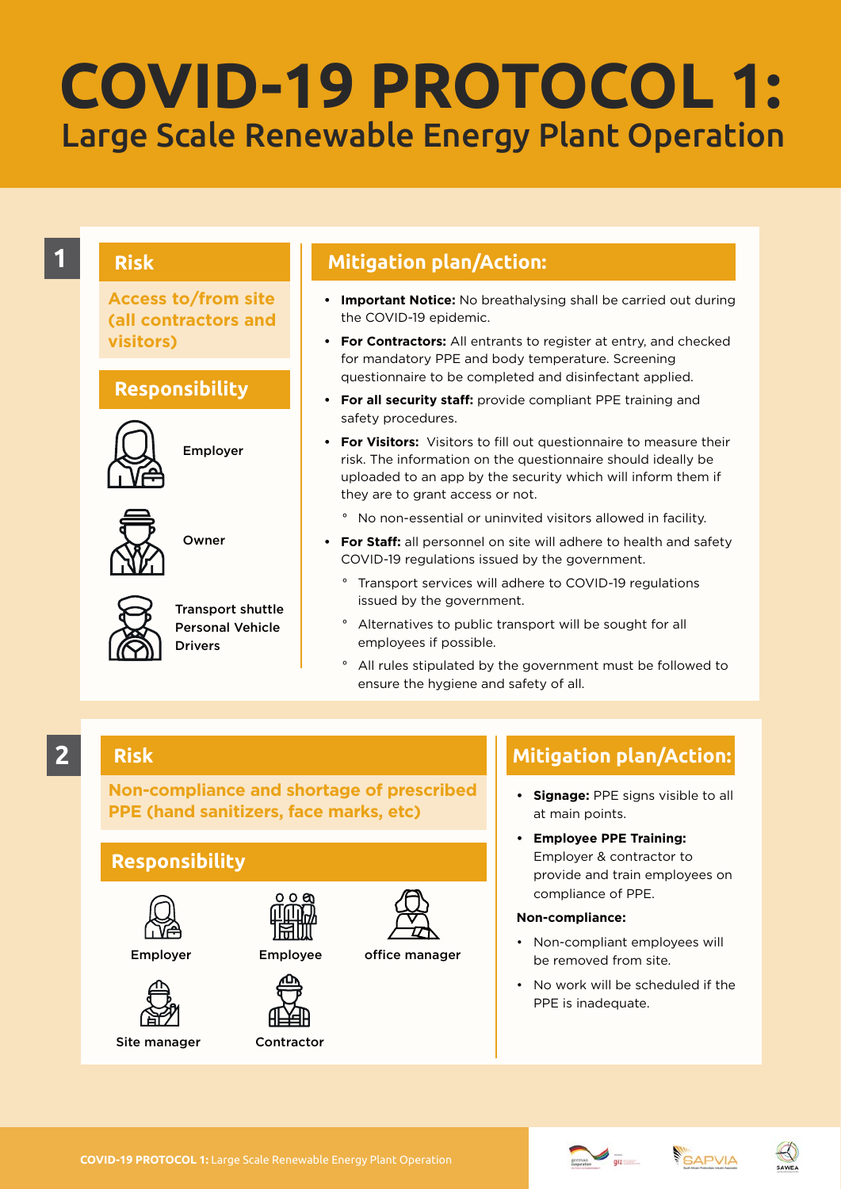# COVID-19 PROTOCOL 1:
## Large Scale Renewable Energy Plant Operation

## 1

### Risk

**Access to/from site (all contractors and visitors)**

### Responsibility

- Employer
- Owner
- Transport shuttle Personal Vehicle Drivers

### Mitigation plan/Action:

- **Important Notice:** No breathalysing shall be carried out during the COVID-19 epidemic.
- **For Contractors:** All entrants to register at entry, and checked for mandatory PPE and body temperature. Screening questionnaire to be completed and disinfectant applied.
- **For all security staff:** provide compliant PPE training and safety procedures.
- **For Visitors:** Visitors to fill out questionnaire to measure their risk. The information on the questionnaire should ideally be uploaded to an app by the security which will inform them if they are to grant access or not.
  - No non-essential or uninvited visitors allowed in facility.
- **For Staff:** all personnel on site will adhere to health and safety COVID-19 regulations issued by the government.
  - Transport services will adhere to COVID-19 regulations issued by the government.
  - Alternatives to public transport will be sought for all employees if possible.
  - All rules stipulated by the government must be followed to ensure the hygiene and safety of all.

## 2

### Risk

**Non-compliance and shortage of prescribed PPE (hand sanitizers, face marks, etc)**

### Responsibility

- Employer
- Employee
- office manager
- Site manager
- Contractor

### Mitigation plan/Action:

- **Signage:** PPE signs visible to all at main points.
- **Employee PPE Training:** Employer & contractor to provide and train employees on compliance of PPE.

**Non-compliance:**

- Non-compliant employees will be removed from site.
- No work will be scheduled if the PPE is inadequate.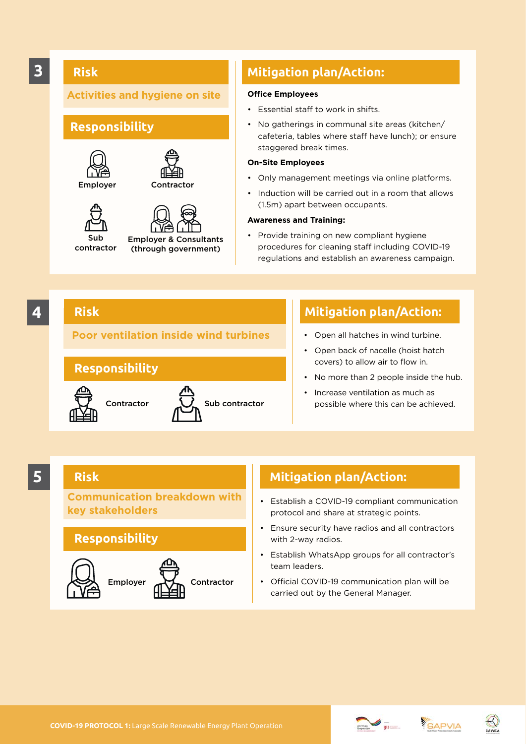## 3

### Risk

**Activities and hygiene on site**

### Responsibility

- Employer
- Contractor
- Sub contractor
- Employer & Consultants (through government)

### Mitigation plan/Action:

**Office Employees**

- Essential staff to work in shifts.
- No gatherings in communal site areas (kitchen/ cafeteria, tables where staff have lunch); or ensure staggered break times.

**On-Site Employees**

- Only management meetings via online platforms.
- Induction will be carried out in a room that allows (1.5m) apart between occupants.

**Awareness and Training:**

- Provide training on new compliant hygiene procedures for cleaning staff including COVID-19 regulations and establish an awareness campaign.

## 4

### Risk

**Poor ventilation inside wind turbines**

### Responsibility

- Contractor
- Sub contractor

### Mitigation plan/Action:

- Open all hatches in wind turbine.
- Open back of nacelle (hoist hatch covers) to allow air to flow in.
- No more than 2 people inside the hub.
- Increase ventilation as much as possible where this can be achieved.

## 5

### Risk

**Communication breakdown with key stakeholders**

### Responsibility

- Employer
- Contractor

### Mitigation plan/Action:

- Establish a COVID-19 compliant communication protocol and share at strategic points.
- Ensure security have radios and all contractors with 2-way radios.
- Establish WhatsApp groups for all contractor's team leaders.
- Official COVID-19 communication plan will be carried out by the General Manager.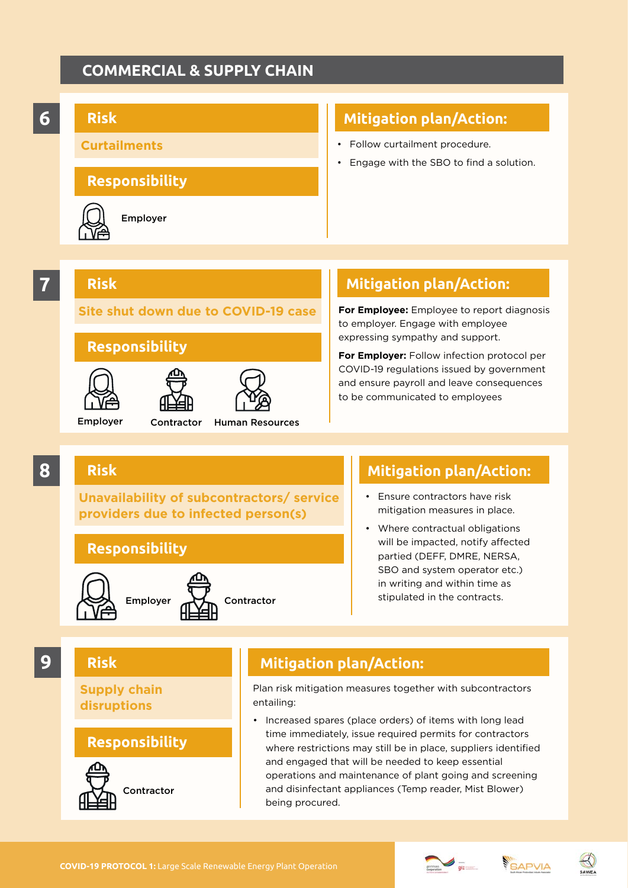## COMMERCIAL & SUPPLY CHAIN

### 6

**Risk**

Curtailments

**Responsibility**

Employer

**Mitigation plan/Action:**

- Follow curtailment procedure.
- Engage with the SBO to find a solution.

### 7

**Risk**

Site shut down due to COVID-19 case

**Responsibility**

Employer, Contractor, Human Resources

**Mitigation plan/Action:**

**For Employee:** Employee to report diagnosis to employer. Engage with employee expressing sympathy and support.

**For Employer:** Follow infection protocol per COVID-19 regulations issued by government and ensure payroll and leave consequences to be communicated to employees

### 8

**Risk**

Unavailability of subcontractors/ service providers due to infected person(s)

**Responsibility**

Employer, Contractor

**Mitigation plan/Action:**

- Ensure contractors have risk mitigation measures in place.
- Where contractual obligations will be impacted, notify affected partied (DEFF, DMRE, NERSA, SBO and system operator etc.) in writing and within time as stipulated in the contracts.

### 9

**Risk**

Supply chain disruptions

**Responsibility**

Contractor

**Mitigation plan/Action:**

Plan risk mitigation measures together with subcontractors entailing:

- Increased spares (place orders) of items with long lead time immediately, issue required permits for contractors where restrictions may still be in place, suppliers identified and engaged that will be needed to keep essential operations and maintenance of plant going and screening and disinfectant appliances (Temp reader, Mist Blower) being procured.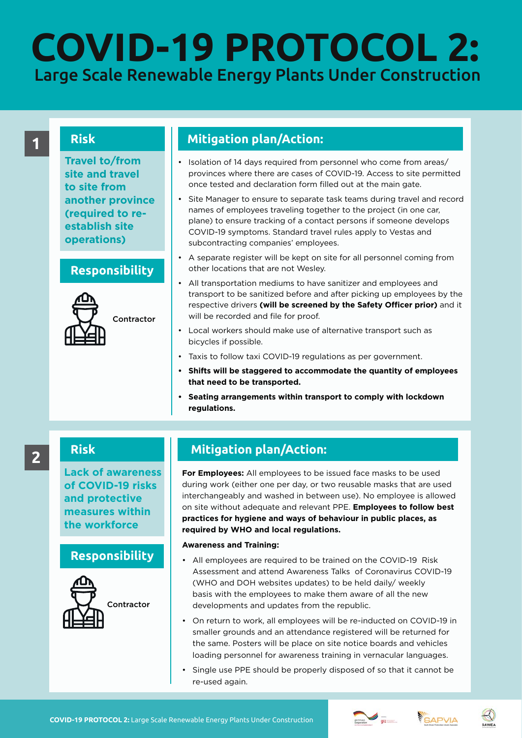# COVID-19 PROTOCOL 2:

## Large Scale Renewable Energy Plants Under Construction

### 1

#### Risk

**Travel to/from site and travel to site from another province (required to re-establish site operations)**

#### Responsibility

Contractor

#### Mitigation plan/Action:

- Isolation of 14 days required from personnel who come from areas/ provinces where there are cases of COVID-19. Access to site permitted once tested and declaration form filled out at the main gate.
- Site Manager to ensure to separate task teams during travel and record names of employees traveling together to the project (in one car, plane) to ensure tracking of a contact persons if someone develops COVID-19 symptoms. Standard travel rules apply to Vestas and subcontracting companies' employees.
- A separate register will be kept on site for all personnel coming from other locations that are not Wesley.
- All transportation mediums to have sanitizer and employees and transport to be sanitized before and after picking up employees by the respective drivers **(will be screened by the Safety Officer prior)** and it will be recorded and file for proof.
- Local workers should make use of alternative transport such as bicycles if possible.
- Taxis to follow taxi COVID-19 regulations as per government.
- **Shifts will be staggered to accommodate the quantity of employees that need to be transported.**
- **Seating arrangements within transport to comply with lockdown regulations.**

### 2

#### Risk

**Lack of awareness of COVID-19 risks and protective measures within the workforce**

#### Responsibility

Contractor

#### Mitigation plan/Action:

**For Employees:** All employees to be issued face masks to be used during work (either one per day, or two reusable masks that are used interchangeably and washed in between use). No employee is allowed on site without adequate and relevant PPE. **Employees to follow best practices for hygiene and ways of behaviour in public places, as required by WHO and local regulations.**

**Awareness and Training:**

- All employees are required to be trained on the COVID-19 Risk Assessment and attend Awareness Talks of Coronavirus COVID-19 (WHO and DOH websites updates) to be held daily/ weekly basis with the employees to make them aware of all the new developments and updates from the republic.
- On return to work, all employees will be re-inducted on COVID-19 in smaller grounds and an attendance registered will be returned for the same. Posters will be place on site notice boards and vehicles loading personnel for awareness training in vernacular languages.
- Single use PPE should be properly disposed of so that it cannot be re-used again.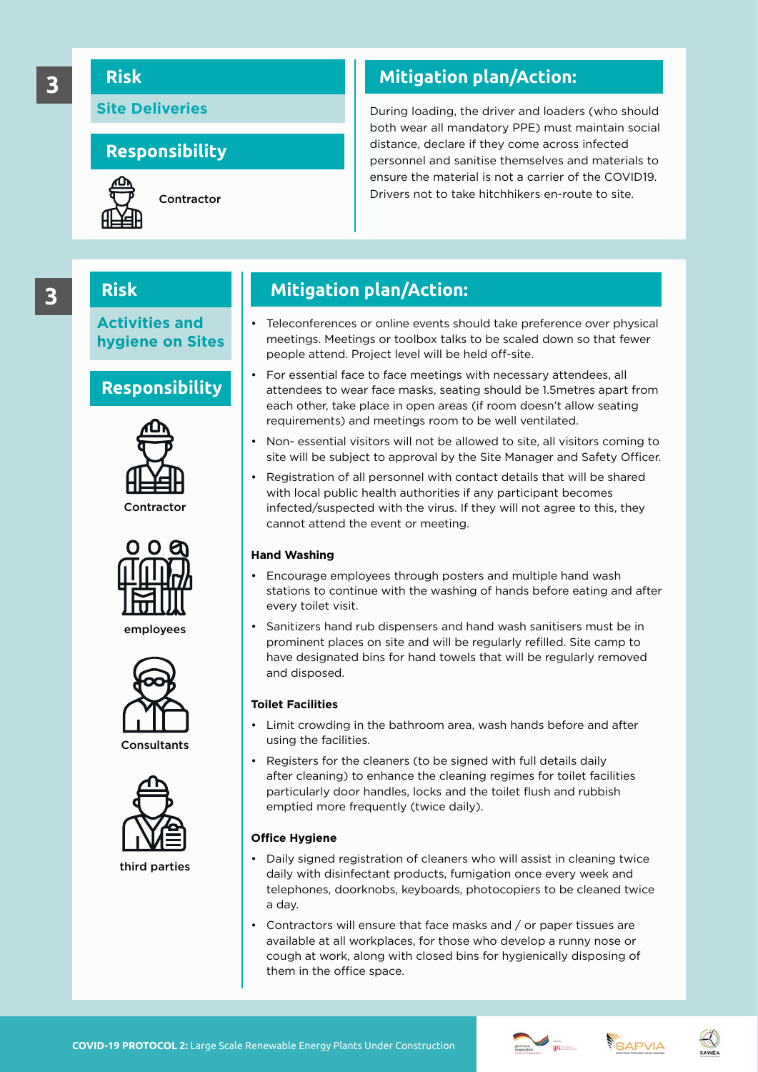## 3

### Risk

**Site Deliveries**

### Responsibility

Contractor

### Mitigation plan/Action:

During loading, the driver and loaders (who should both wear all mandatory PPE) must maintain social distance, declare if they come across infected personnel and sanitise themselves and materials to ensure the material is not a carrier of the COVID19. Drivers not to take hitchhikers en-route to site.

## 3

### Risk

**Activities and hygiene on Sites**

### Responsibility

Contractor

employees

Consultants

third parties

### Mitigation plan/Action:

- Teleconferences or online events should take preference over physical meetings. Meetings or toolbox talks to be scaled down so that fewer people attend. Project level will be held off-site.
- For essential face to face meetings with necessary attendees, all attendees to wear face masks, seating should be 1.5metres apart from each other, take place in open areas (if room doesn't allow seating requirements) and meetings room to be well ventilated.
- Non- essential visitors will not be allowed to site, all visitors coming to site will be subject to approval by the Site Manager and Safety Officer.
- Registration of all personnel with contact details that will be shared with local public health authorities if any participant becomes infected/suspected with the virus. If they will not agree to this, they cannot attend the event or meeting.

**Hand Washing**

- Encourage employees through posters and multiple hand wash stations to continue with the washing of hands before eating and after every toilet visit.
- Sanitizers hand rub dispensers and hand wash sanitisers must be in prominent places on site and will be regularly refilled. Site camp to have designated bins for hand towels that will be regularly removed and disposed.

**Toilet Facilities**

- Limit crowding in the bathroom area, wash hands before and after using the facilities.
- Registers for the cleaners (to be signed with full details daily after cleaning) to enhance the cleaning regimes for toilet facilities particularly door handles, locks and the toilet flush and rubbish emptied more frequently (twice daily).

**Office Hygiene**

- Daily signed registration of cleaners who will assist in cleaning twice daily with disinfectant products, fumigation once every week and telephones, doorknobs, keyboards, photocopiers to be cleaned twice a day.
- Contractors will ensure that face masks and / or paper tissues are available at all workplaces, for those who develop a runny nose or cough at work, along with closed bins for hygienically disposing of them in the office space.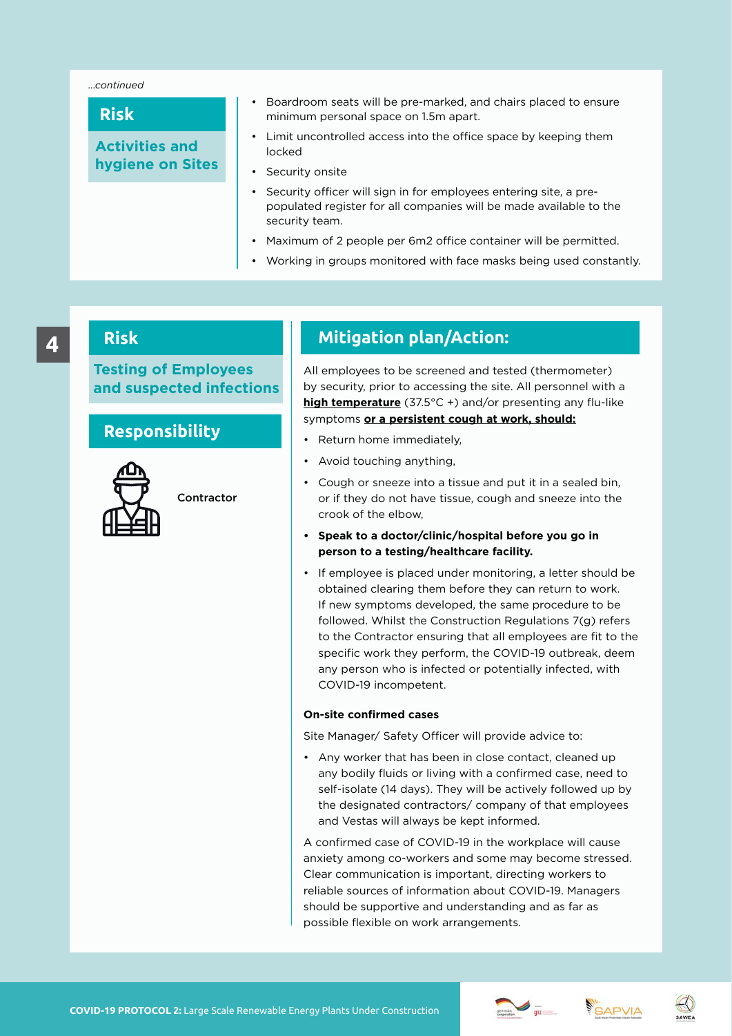*...continued*

## Risk

**Activities and hygiene on Sites**

- Boardroom seats will be pre-marked, and chairs placed to ensure minimum personal space on 1.5m apart.
- Limit uncontrolled access into the office space by keeping them locked
- Security onsite
- Security officer will sign in for employees entering site, a pre-populated register for all companies will be made available to the security team.
- Maximum of 2 people per 6m2 office container will be permitted.
- Working in groups monitored with face masks being used constantly.

**4**

## Risk

**Testing of Employees and suspected infections**

## Responsibility

Contractor

## Mitigation plan/Action:

All employees to be screened and tested (thermometer) by security, prior to accessing the site. All personnel with a **high temperature** (37.5°C +) and/or presenting any flu-like symptoms **or a persistent cough at work, should:**

- Return home immediately,
- Avoid touching anything,
- Cough or sneeze into a tissue and put it in a sealed bin, or if they do not have tissue, cough and sneeze into the crook of the elbow,
- **Speak to a doctor/clinic/hospital before you go in person to a testing/healthcare facility.**
- If employee is placed under monitoring, a letter should be obtained clearing them before they can return to work. If new symptoms developed, the same procedure to be followed. Whilst the Construction Regulations 7(g) refers to the Contractor ensuring that all employees are fit to the specific work they perform, the COVID-19 outbreak, deem any person who is infected or potentially infected, with COVID-19 incompetent.

**On-site confirmed cases**

Site Manager/ Safety Officer will provide advice to:

- Any worker that has been in close contact, cleaned up any bodily fluids or living with a confirmed case, need to self-isolate (14 days). They will be actively followed up by the designated contractors/ company of that employees and Vestas will always be kept informed.

A confirmed case of COVID-19 in the workplace will cause anxiety among co-workers and some may become stressed. Clear communication is important, directing workers to reliable sources of information about COVID-19. Managers should be supportive and understanding and as far as possible flexible on work arrangements.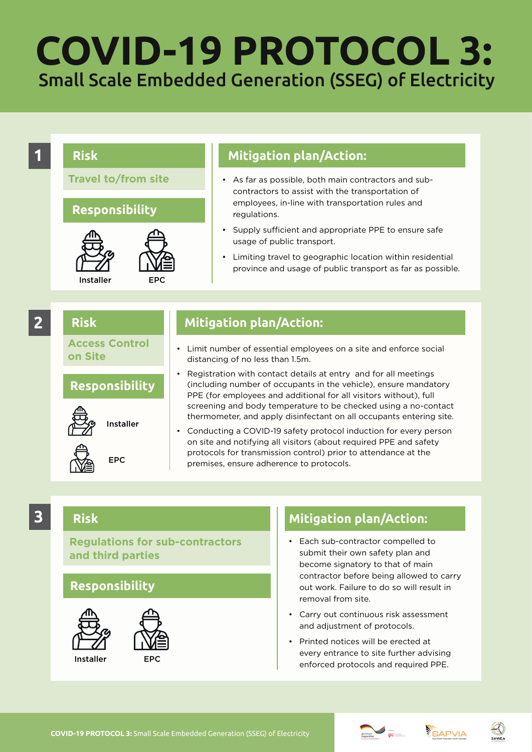# COVID-19 PROTOCOL 3:

## Small Scale Embedded Generation (SSEG) of Electricity

### 1

**Risk**

Travel to/from site

**Responsibility**

Installer

EPC

**Mitigation plan/Action:**

- As far as possible, both main contractors and sub-contractors to assist with the transportation of employees, in-line with transportation rules and regulations.
- Supply sufficient and appropriate PPE to ensure safe usage of public transport.
- Limiting travel to geographic location within residential province and usage of public transport as far as possible.

### 2

**Risk**

Access Control on Site

**Responsibility**

Installer

EPC

**Mitigation plan/Action:**

- Limit number of essential employees on a site and enforce social distancing of no less than 1.5m.
- Registration with contact details at entry and for all meetings (including number of occupants in the vehicle), ensure mandatory PPE (for employees and additional for all visitors without), full screening and body temperature to be checked using a no-contact thermometer, and apply disinfectant on all occupants entering site.
- Conducting a COVID-19 safety protocol induction for every person on site and notifying all visitors (about required PPE and safety protocols for transmission control) prior to attendance at the premises, ensure adherence to protocols.

### 3

**Risk**

Regulations for sub-contractors and third parties

**Responsibility**

Installer

EPC

**Mitigation plan/Action:**

- Each sub-contractor compelled to submit their own safety plan and become signatory to that of main contractor before being allowed to carry out work. Failure to do so will result in removal from site.
- Carry out continuous risk assessment and adjustment of protocols.
- Printed notices will be erected at every entrance to site further advising enforced protocols and required PPE.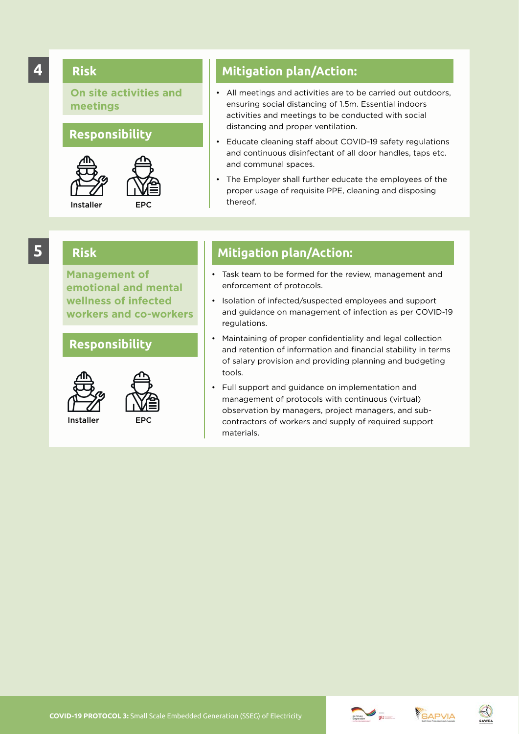**4**

## Risk

**On site activities and meetings**

## Responsibility

Installer EPC

## Mitigation plan/Action:

- All meetings and activities are to be carried out outdoors, ensuring social distancing of 1.5m. Essential indoors activities and meetings to be conducted with social distancing and proper ventilation.
- Educate cleaning staff about COVID-19 safety regulations and continuous disinfectant of all door handles, taps etc. and communal spaces.
- The Employer shall further educate the employees of the proper usage of requisite PPE, cleaning and disposing thereof.

**5**

## Risk

**Management of emotional and mental wellness of infected workers and co-workers**

## Responsibility

Installer EPC

## Mitigation plan/Action:

- Task team to be formed for the review, management and enforcement of protocols.
- Isolation of infected/suspected employees and support and guidance on management of infection as per COVID-19 regulations.
- Maintaining of proper confidentiality and legal collection and retention of information and financial stability in terms of salary provision and providing planning and budgeting tools.
- Full support and guidance on implementation and management of protocols with continuous (virtual) observation by managers, project managers, and sub-contractors of workers and supply of required support materials.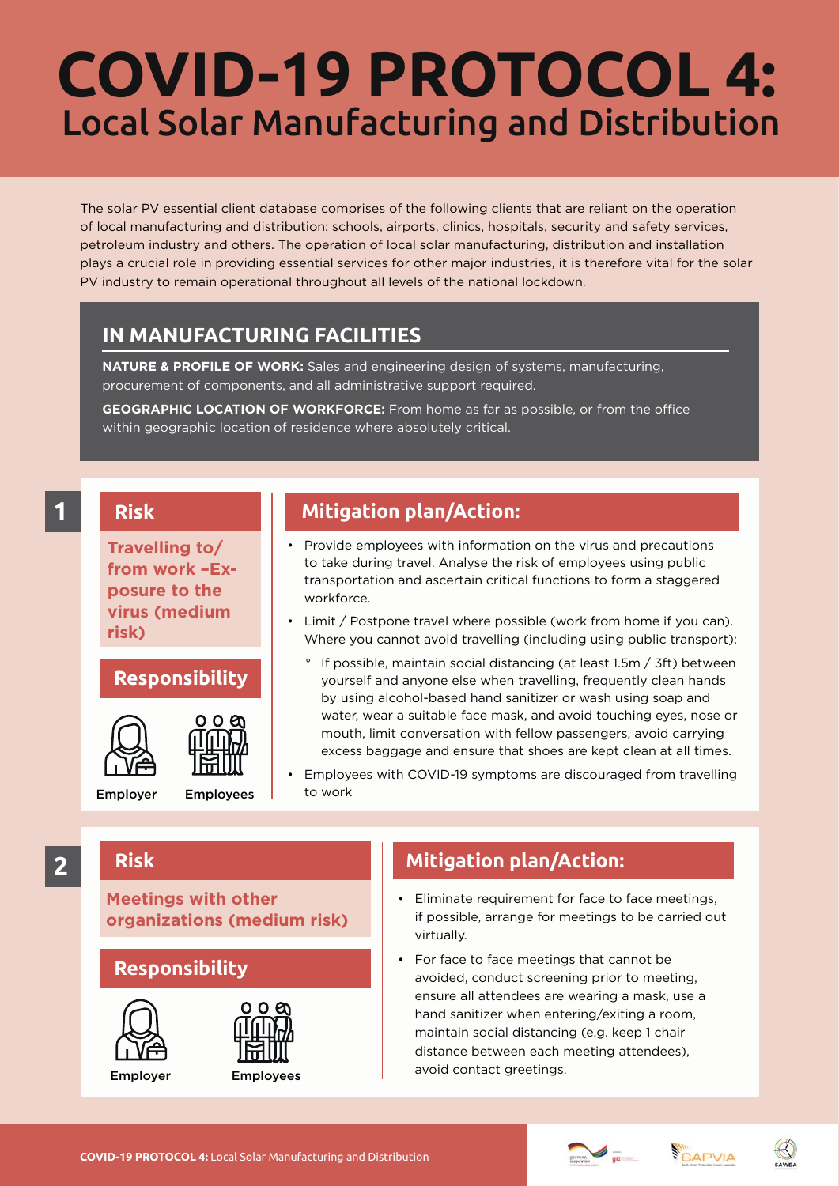# COVID-19 PROTOCOL 4:
## Local Solar Manufacturing and Distribution

The solar PV essential client database comprises of the following clients that are reliant on the operation of local manufacturing and distribution: schools, airports, clinics, hospitals, security and safety services, petroleum industry and others. The operation of local solar manufacturing, distribution and installation plays a crucial role in providing essential services for other major industries, it is therefore vital for the solar PV industry to remain operational throughout all levels of the national lockdown.

### IN MANUFACTURING FACILITIES

**NATURE & PROFILE OF WORK:** Sales and engineering design of systems, manufacturing, procurement of components, and all administrative support required.

**GEOGRAPHIC LOCATION OF WORKFORCE:** From home as far as possible, or from the office within geographic location of residence where absolutely critical.

### 1

#### Risk

**Travelling to/from work –Exposure to the virus (medium risk)**

#### Responsibility

Employer

Employees

#### Mitigation plan/Action:

- Provide employees with information on the virus and precautions to take during travel. Analyse the risk of employees using public transportation and ascertain critical functions to form a staggered workforce.
- Limit / Postpone travel where possible (work from home if you can). Where you cannot avoid travelling (including using public transport):
  - If possible, maintain social distancing (at least 1.5m / 3ft) between yourself and anyone else when travelling, frequently clean hands by using alcohol-based hand sanitizer or wash using soap and water, wear a suitable face mask, and avoid touching eyes, nose or mouth, limit conversation with fellow passengers, avoid carrying excess baggage and ensure that shoes are kept clean at all times.
- Employees with COVID-19 symptoms are discouraged from travelling to work

### 2

#### Risk

**Meetings with other organizations (medium risk)**

#### Responsibility

Employer

Employees

#### Mitigation plan/Action:

- Eliminate requirement for face to face meetings, if possible, arrange for meetings to be carried out virtually.
- For face to face meetings that cannot be avoided, conduct screening prior to meeting, ensure all attendees are wearing a mask, use a hand sanitizer when entering/exiting a room, maintain social distancing (e.g. keep 1 chair distance between each meeting attendees), avoid contact greetings.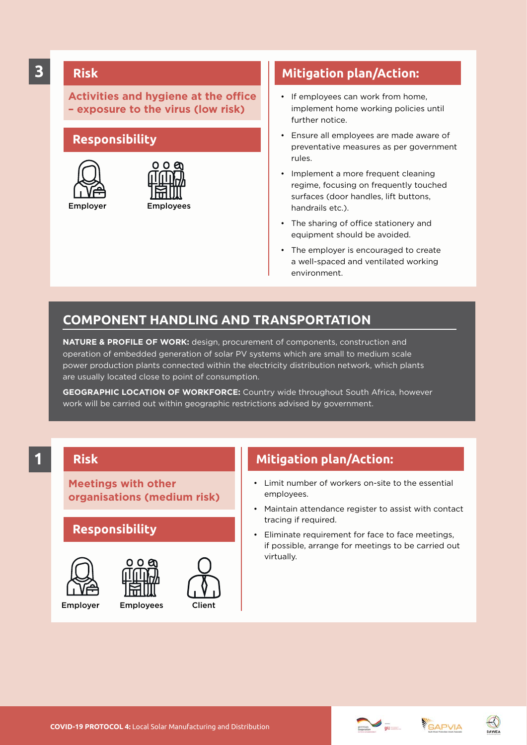## 3

### Risk

**Activities and hygiene at the office – exposure to the virus (low risk)**

### Responsibility

Employer

Employees

### Mitigation plan/Action:

- If employees can work from home, implement home working policies until further notice.
- Ensure all employees are made aware of preventative measures as per government rules.
- Implement a more frequent cleaning regime, focusing on frequently touched surfaces (door handles, lift buttons, handrails etc.).
- The sharing of office stationery and equipment should be avoided.
- The employer is encouraged to create a well-spaced and ventilated working environment.

## COMPONENT HANDLING AND TRANSPORTATION

**NATURE & PROFILE OF WORK:** design, procurement of components, construction and operation of embedded generation of solar PV systems which are small to medium scale power production plants connected within the electricity distribution network, which plants are usually located close to point of consumption.

**GEOGRAPHIC LOCATION OF WORKFORCE:** Country wide throughout South Africa, however work will be carried out within geographic restrictions advised by government.

## 1

### Risk

**Meetings with other organisations (medium risk)**

### Responsibility

Employer

Employees

Client

### Mitigation plan/Action:

- Limit number of workers on-site to the essential employees.
- Maintain attendance register to assist with contact tracing if required.
- Eliminate requirement for face to face meetings, if possible, arrange for meetings to be carried out virtually.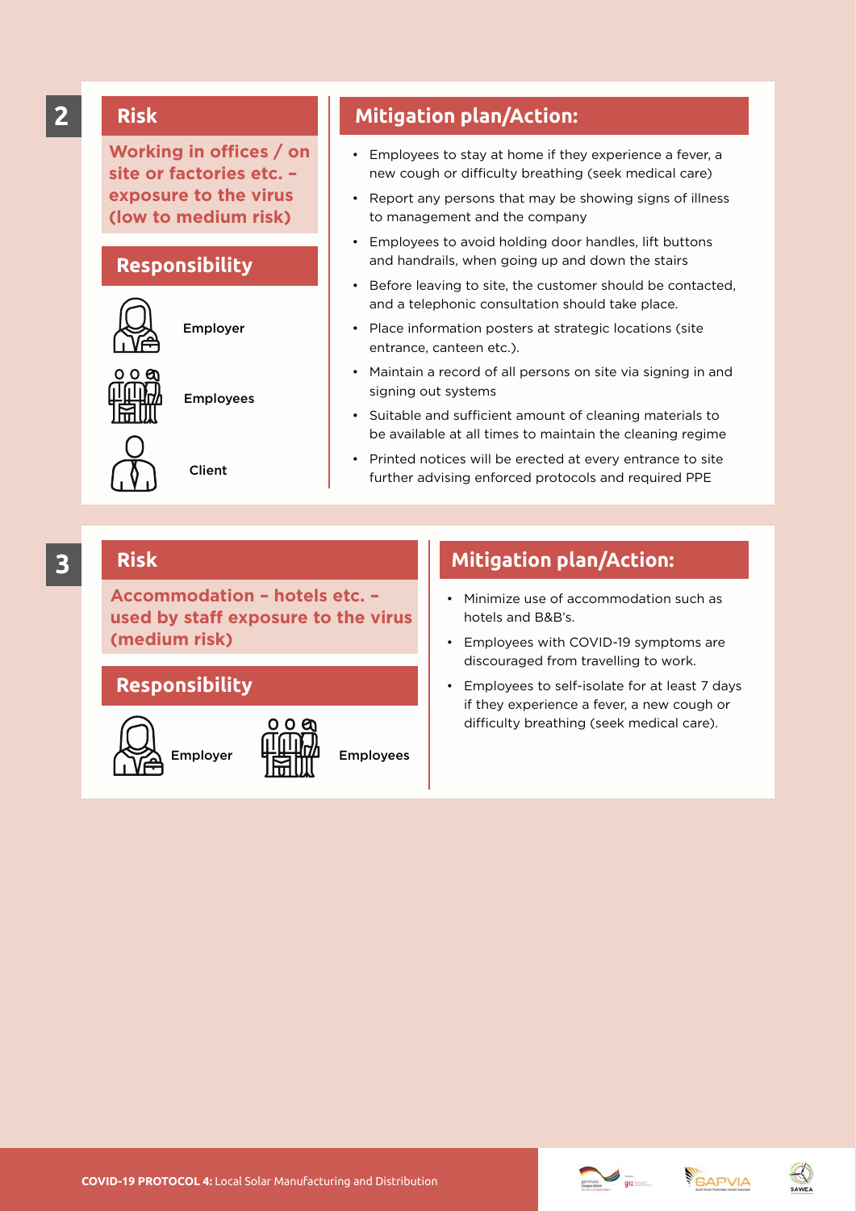## 2

### Risk

**Working in offices / on site or factories etc. – exposure to the virus (low to medium risk)**

### Responsibility

- Employer
- Employees
- Client

### Mitigation plan/Action:

- Employees to stay at home if they experience a fever, a new cough or difficulty breathing (seek medical care)
- Report any persons that may be showing signs of illness to management and the company
- Employees to avoid holding door handles, lift buttons and handrails, when going up and down the stairs
- Before leaving to site, the customer should be contacted, and a telephonic consultation should take place.
- Place information posters at strategic locations (site entrance, canteen etc.).
- Maintain a record of all persons on site via signing in and signing out systems
- Suitable and sufficient amount of cleaning materials to be available at all times to maintain the cleaning regime
- Printed notices will be erected at every entrance to site further advising enforced protocols and required PPE

## 3

### Risk

**Accommodation – hotels etc. – used by staff exposure to the virus (medium risk)**

### Responsibility

- Employer
- Employees

### Mitigation plan/Action:

- Minimize use of accommodation such as hotels and B&B's.
- Employees with COVID-19 symptoms are discouraged from travelling to work.
- Employees to self-isolate for at least 7 days if they experience a fever, a new cough or difficulty breathing (seek medical care).